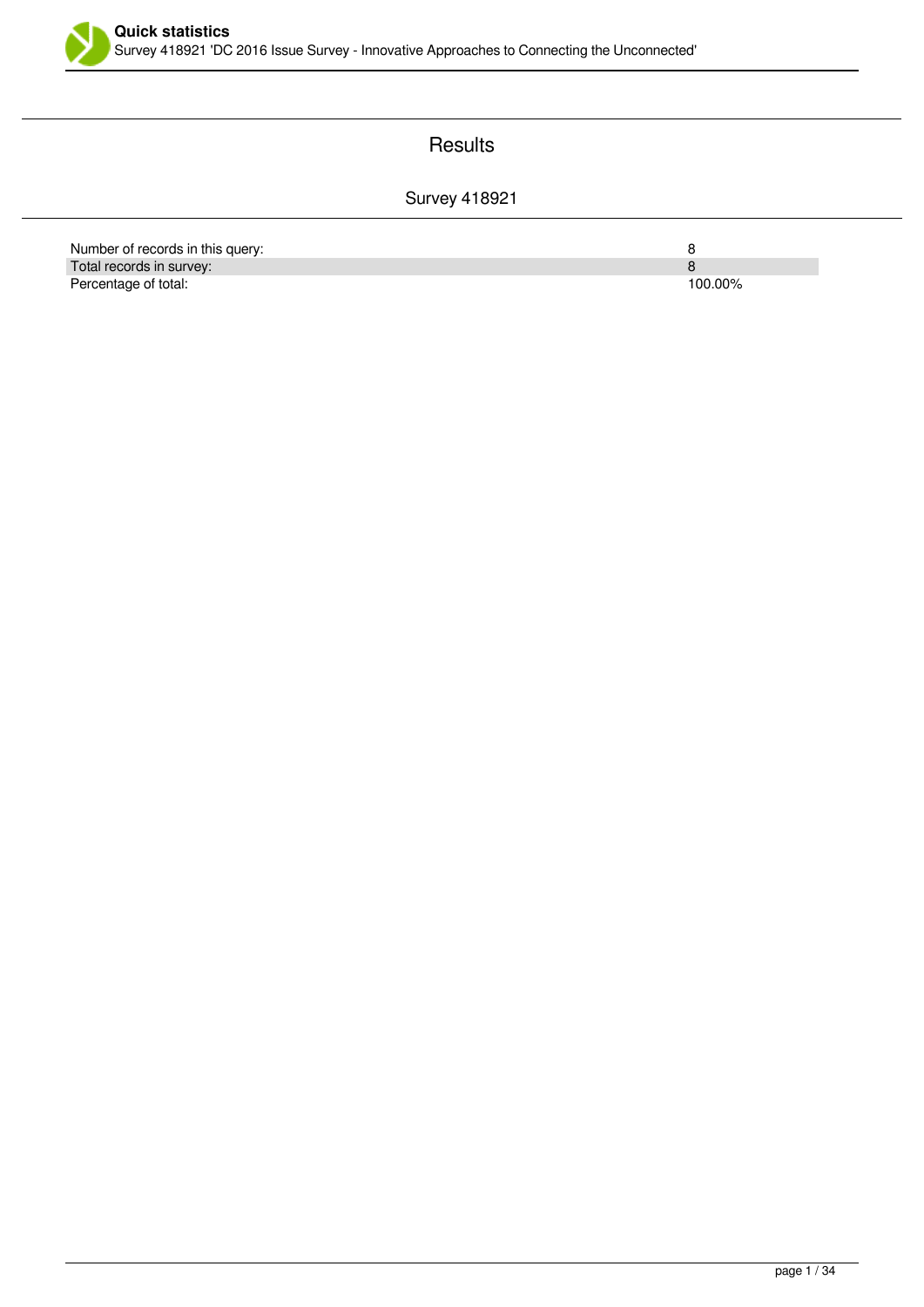# Results

## Survey 418921

| | |
|---|---|
| Number of records in this query: | 8 |
| Total records in survey: | 8 |
| Percentage of total: | 100.00% |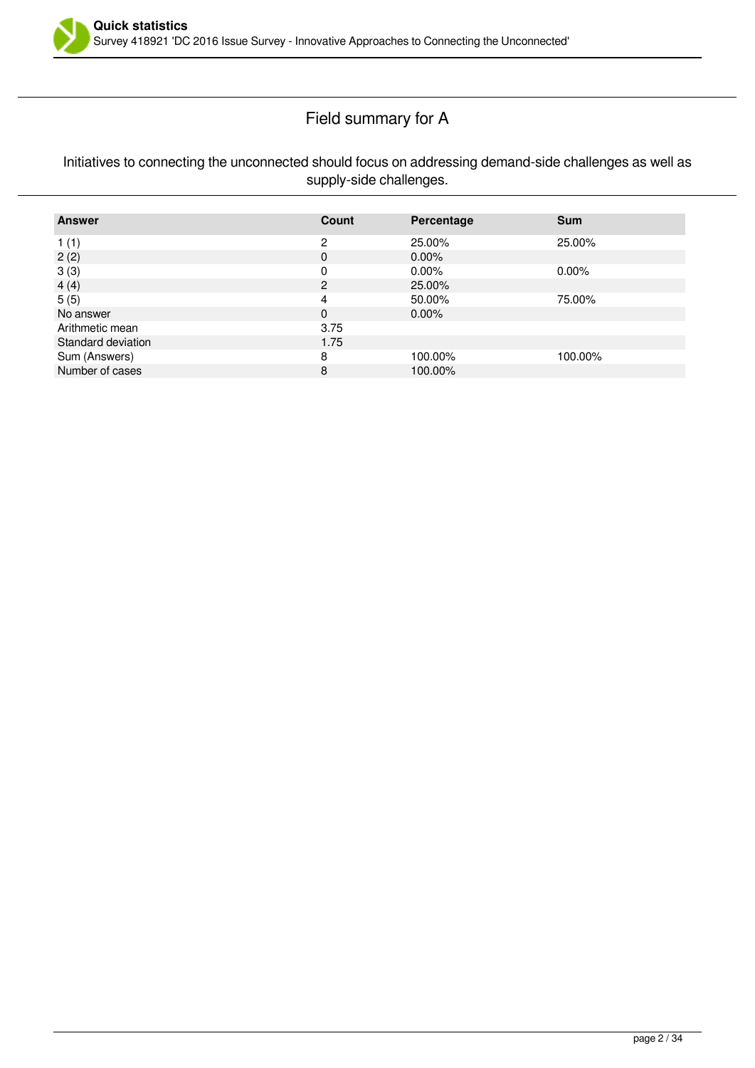## Field summary for A

Initiatives to connecting the unconnected should focus on addressing demand-side challenges as well as supply-side challenges.

| Answer | Count | Percentage | Sum |
|---|---|---|---|
| 1 (1) | 2 | 25.00% | 25.00% |
| 2 (2) | 0 | 0.00% | |
| 3 (3) | 0 | 0.00% | 0.00% |
| 4 (4) | 2 | 25.00% | |
| 5 (5) | 4 | 50.00% | 75.00% |
| No answer | 0 | 0.00% | |
| Arithmetic mean | 3.75 | | |
| Standard deviation | 1.75 | | |
| Sum (Answers) | 8 | 100.00% | 100.00% |
| Number of cases | 8 | 100.00% | |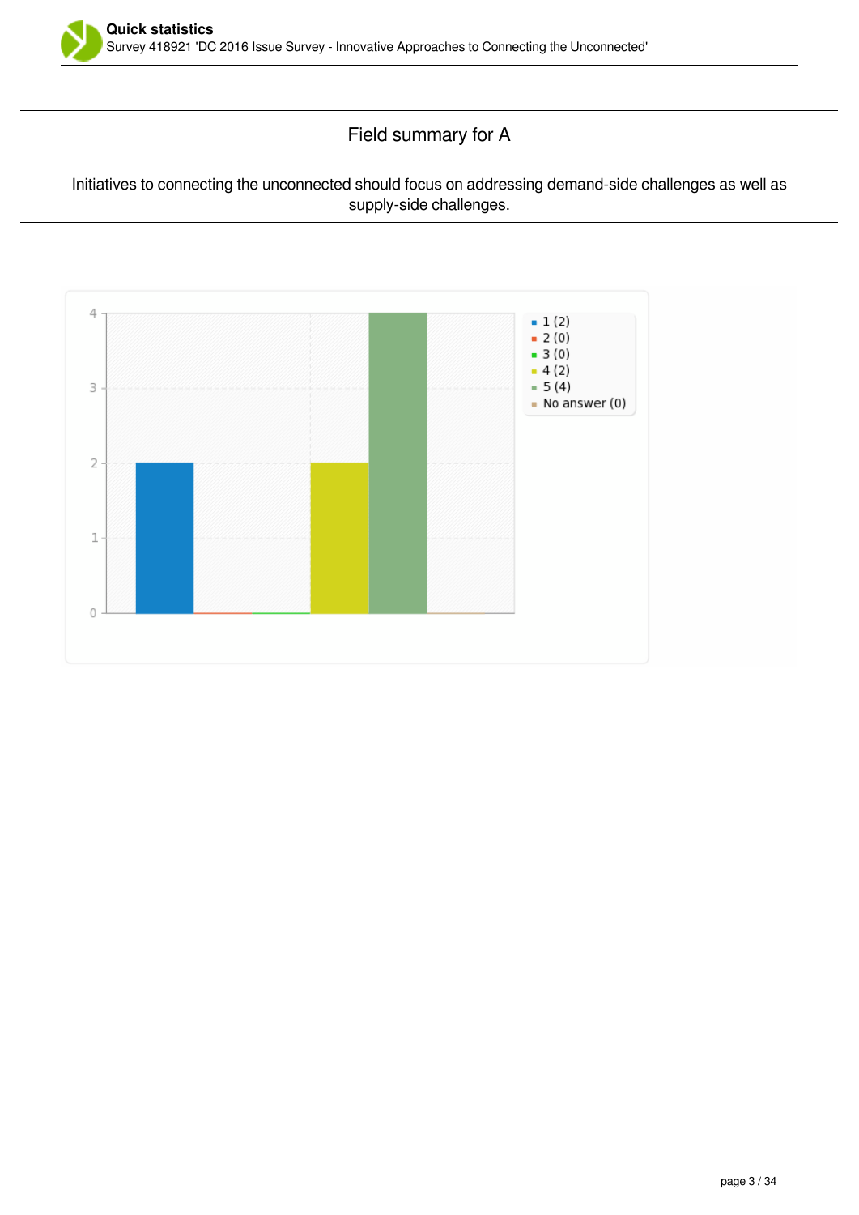## Field summary for A

Initiatives to connecting the unconnected should focus on addressing demand-side challenges as well as supply-side challenges.

| Answer | Count |
|---|---|
| 1 | 2 |
| 2 | 0 |
| 3 | 0 |
| 4 | 2 |
| 5 | 4 |
| No answer | 0 |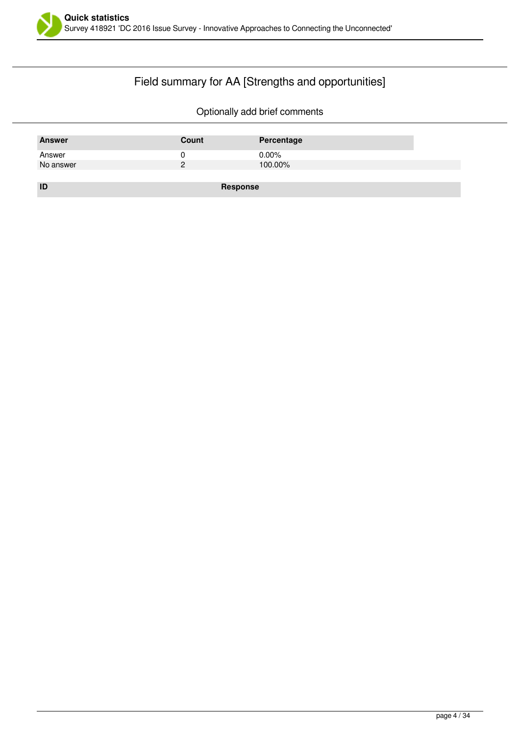# Field summary for AA [Strengths and opportunities]

Optionally add brief comments

| Answer | Count | Percentage |
|---|---|---|
| Answer | 0 | 0.00% |
| No answer | 2 | 100.00% |

| ID | Response |
|---|---|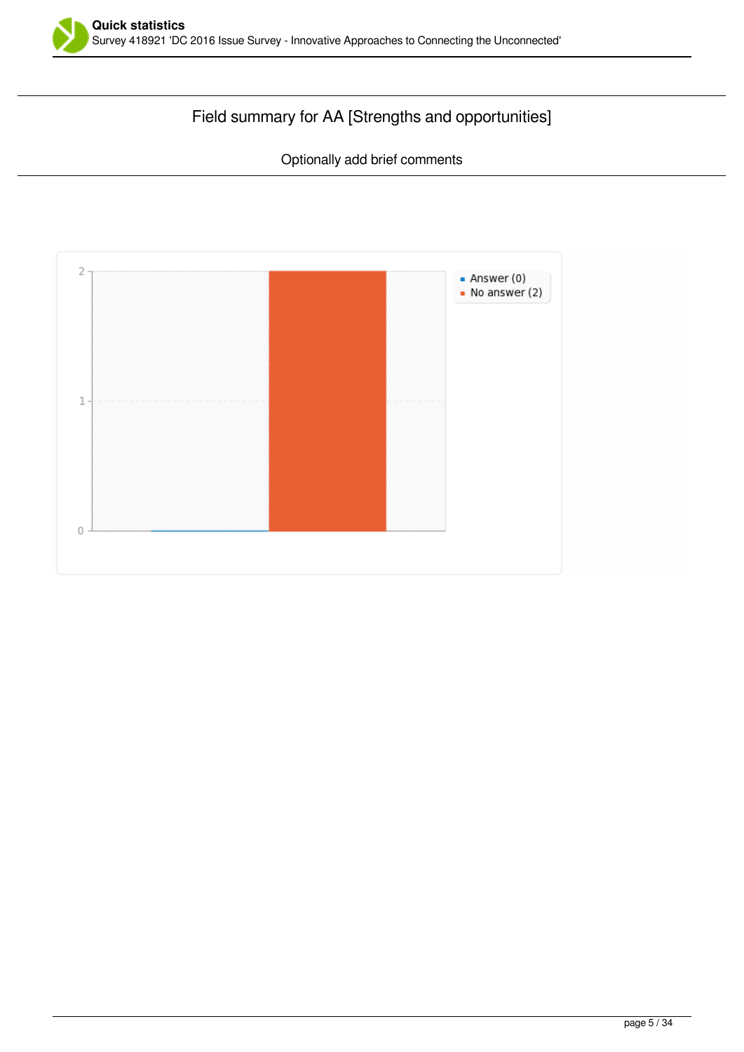## Field summary for AA [Strengths and opportunities]

Optionally add brief comments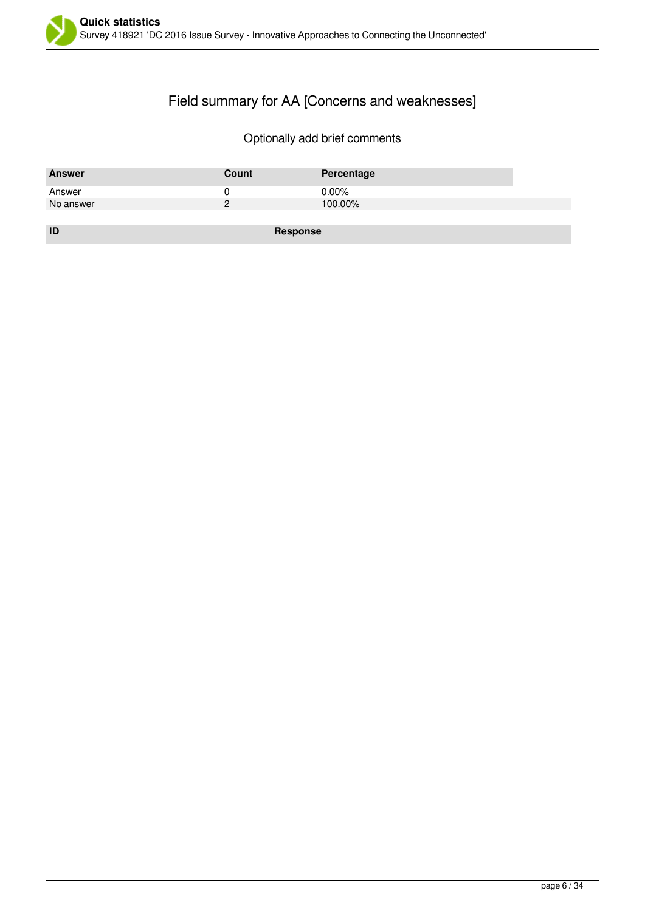## Field summary for AA [Concerns and weaknesses]

Optionally add brief comments

| Answer | Count | Percentage |
|---|---|---|
| Answer | 0 | 0.00% |
| No answer | 2 | 100.00% |

| ID | Response |
|---|---|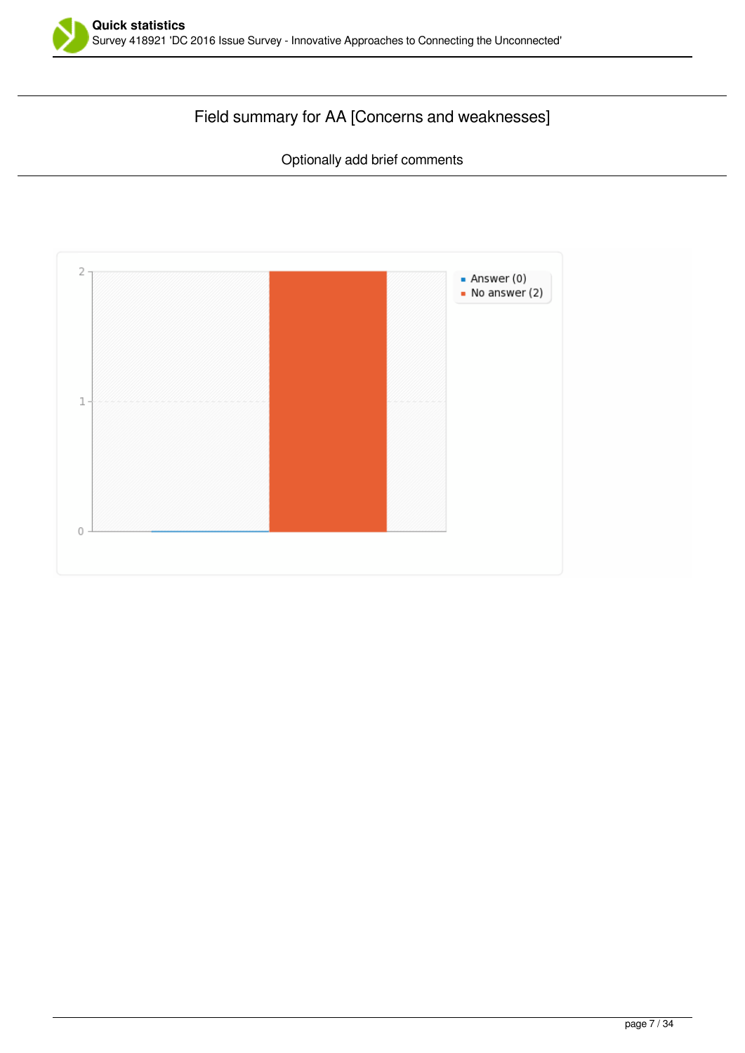## Field summary for AA [Concerns and weaknesses]

Optionally add brief comments

- Answer (0)
- No answer (2)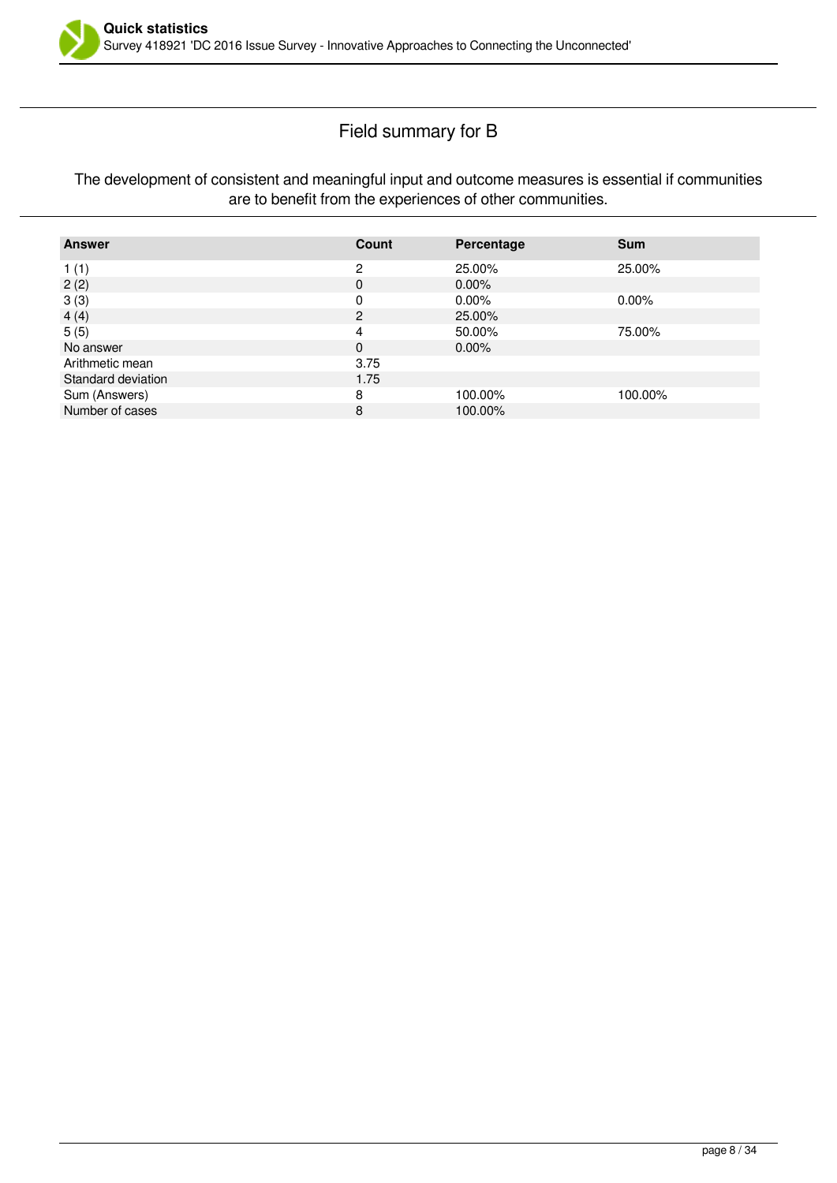## Field summary for B

The development of consistent and meaningful input and outcome measures is essential if communities are to benefit from the experiences of other communities.

| Answer | Count | Percentage | Sum |
| --- | --- | --- | --- |
| 1 (1) | 2 | 25.00% | 25.00% |
| 2 (2) | 0 | 0.00% | |
| 3 (3) | 0 | 0.00% | 0.00% |
| 4 (4) | 2 | 25.00% | |
| 5 (5) | 4 | 50.00% | 75.00% |
| No answer | 0 | 0.00% | |
| Arithmetic mean | 3.75 | | |
| Standard deviation | 1.75 | | |
| Sum (Answers) | 8 | 100.00% | 100.00% |
| Number of cases | 8 | 100.00% | |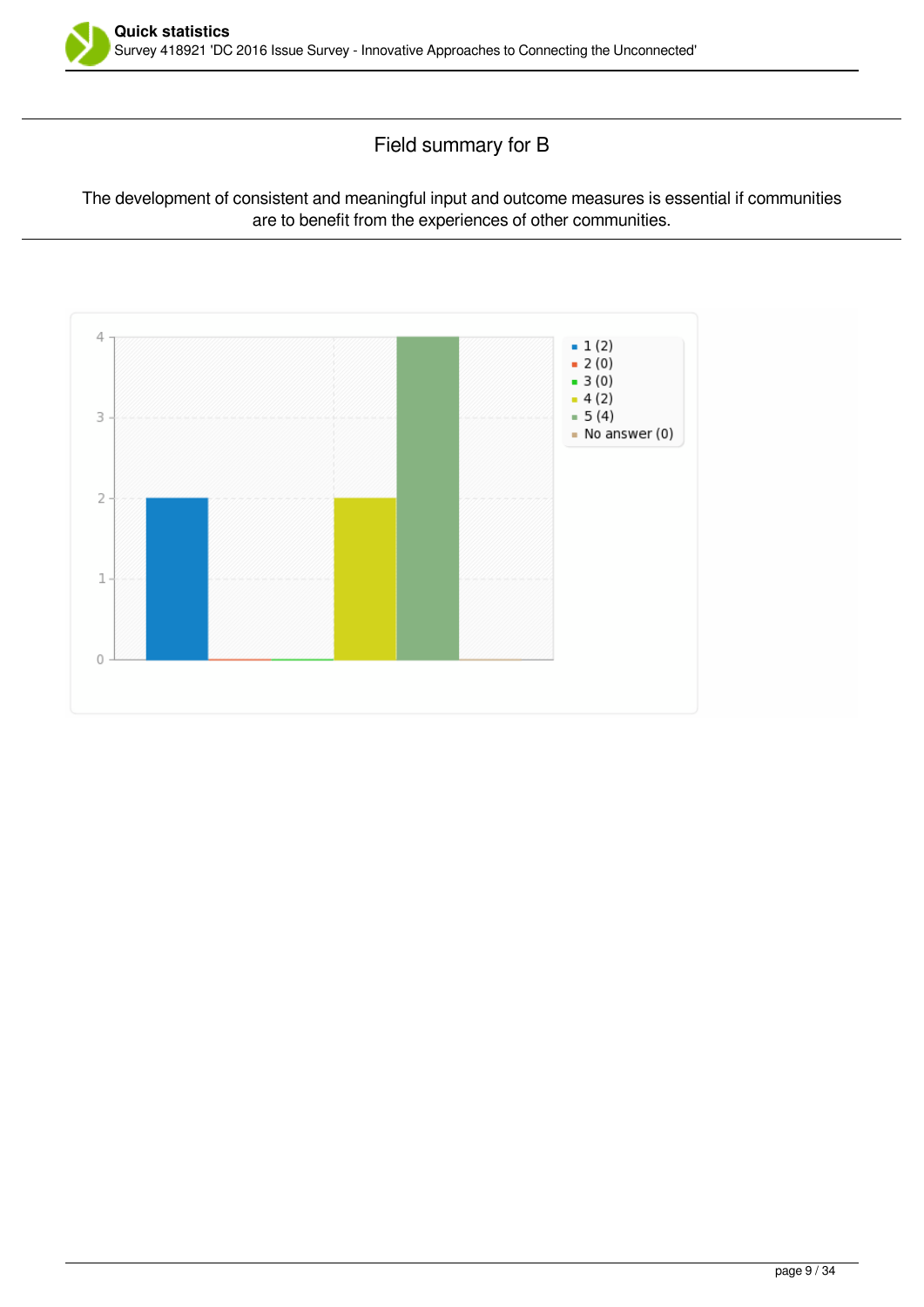## Field summary for B

The development of consistent and meaningful input and outcome measures is essential if communities are to benefit from the experiences of other communities.

| Answer | Count |
|---|---|
| 1 | 2 |
| 2 | 0 |
| 3 | 0 |
| 4 | 2 |
| 5 | 4 |
| No answer | 0 |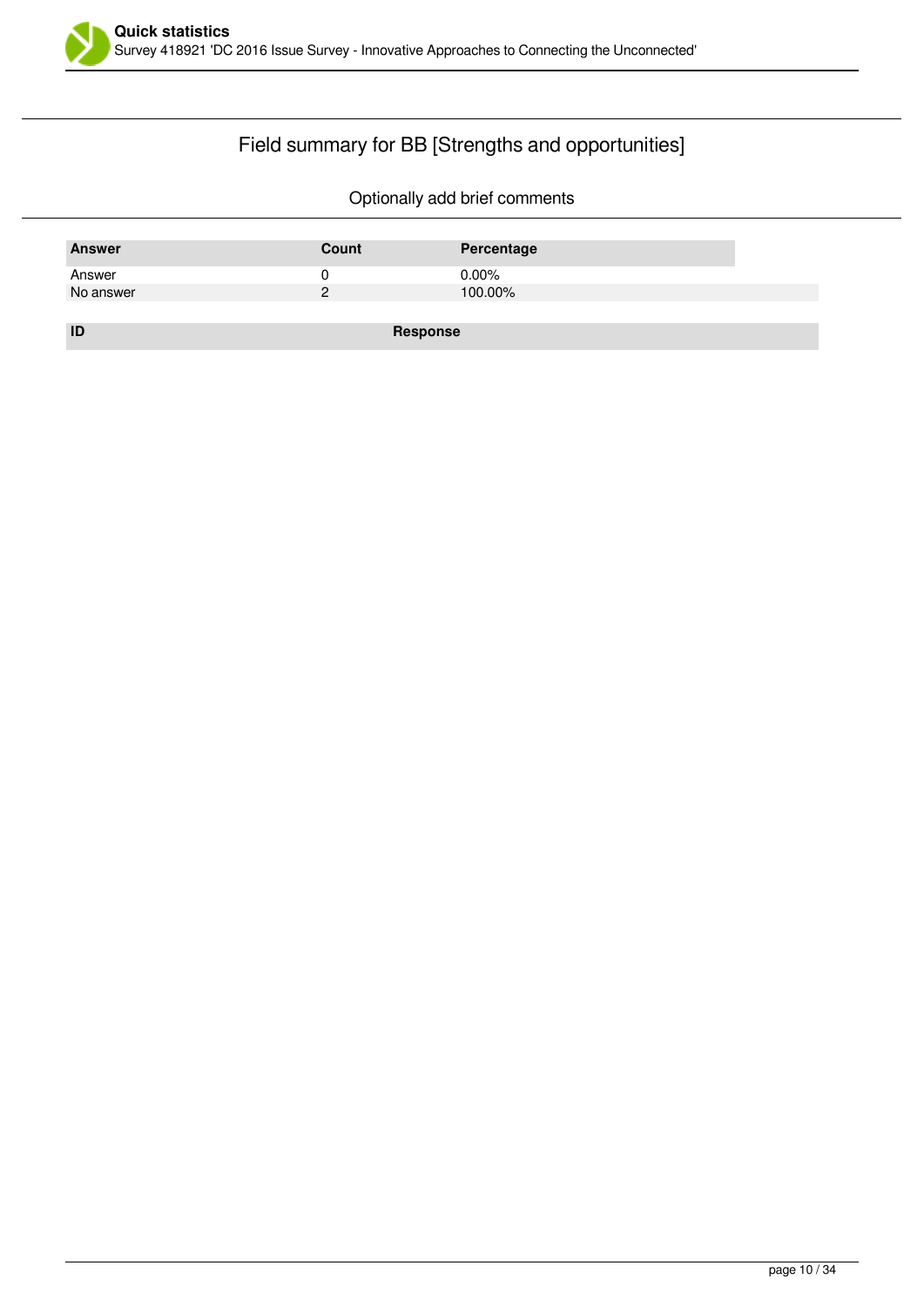## Field summary for BB [Strengths and opportunities]

Optionally add brief comments

| Answer | Count | Percentage |
|---|---|---|
| Answer | 0 | 0.00% |
| No answer | 2 | 100.00% |

| ID | Response |
|---|---|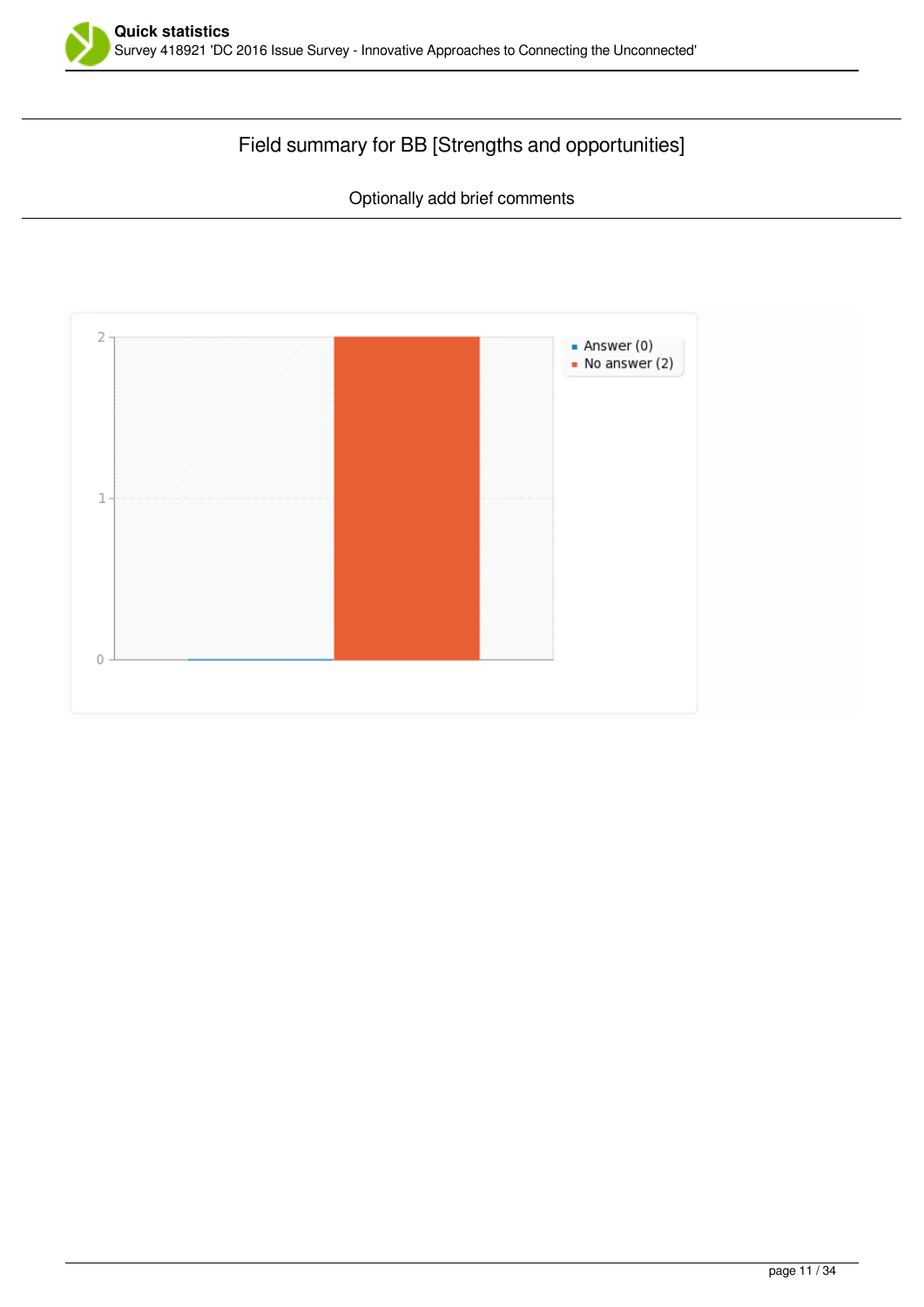## Field summary for BB [Strengths and opportunities]

Optionally add brief comments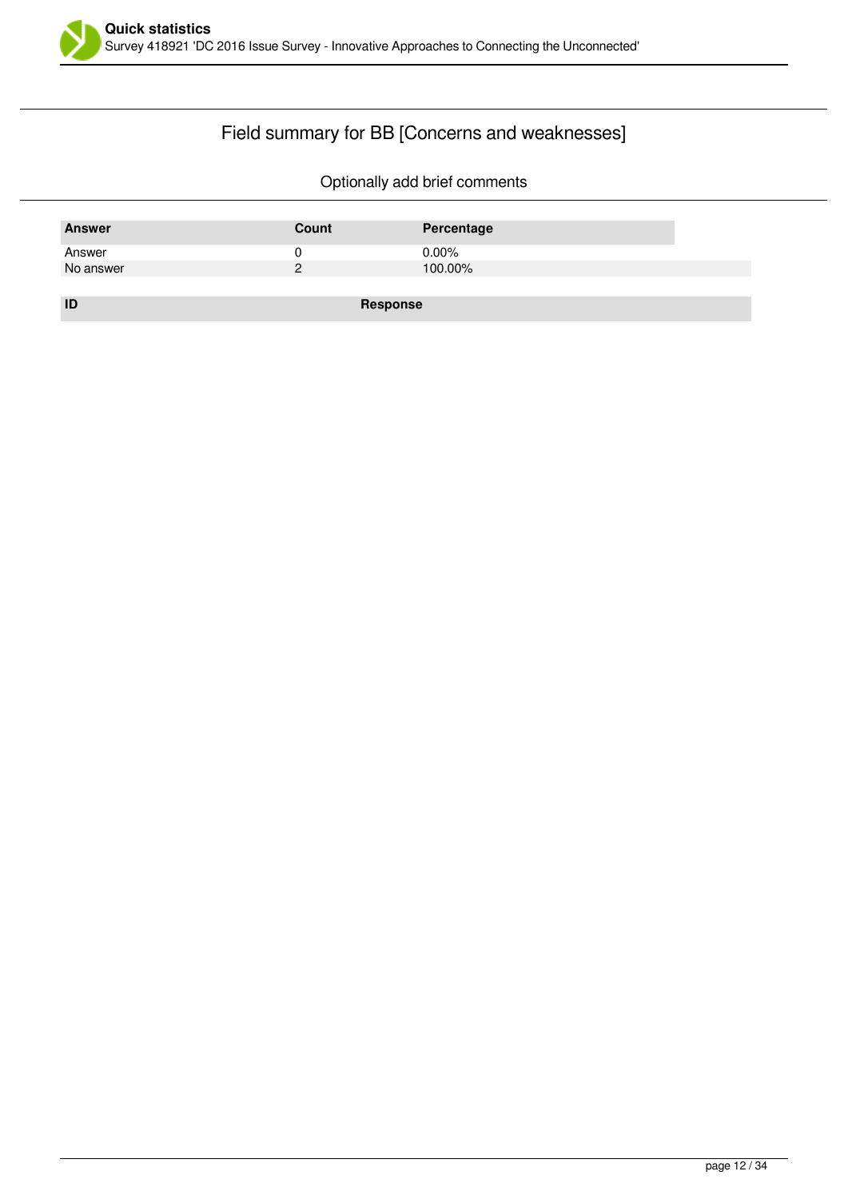## Field summary for BB [Concerns and weaknesses]

Optionally add brief comments

| Answer | Count | Percentage |
|---|---|---|
| Answer | 0 | 0.00% |
| No answer | 2 | 100.00% |

| ID | Response |
|---|---|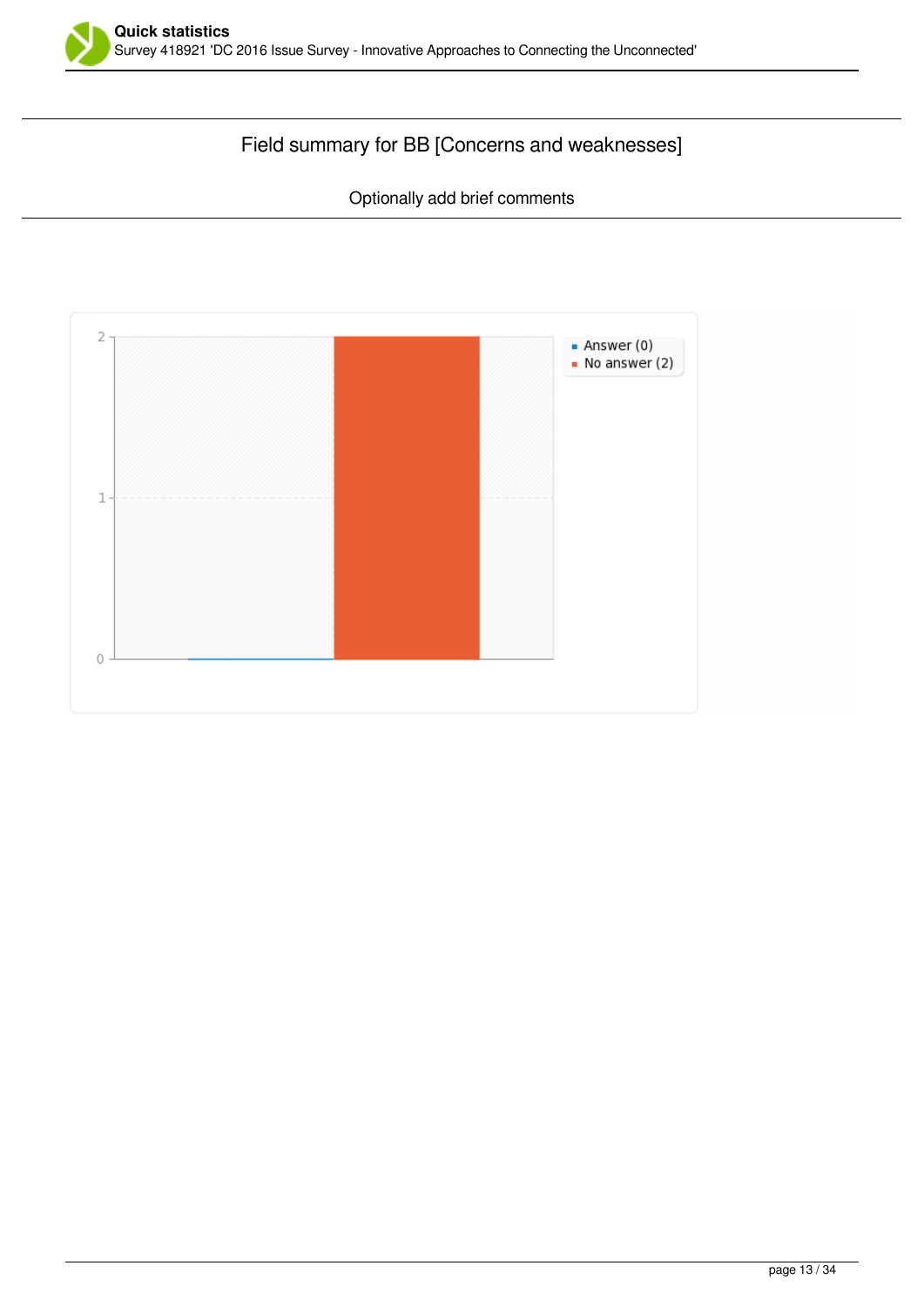## Field summary for BB [Concerns and weaknesses]

Optionally add brief comments

- Answer (0)
- No answer (2)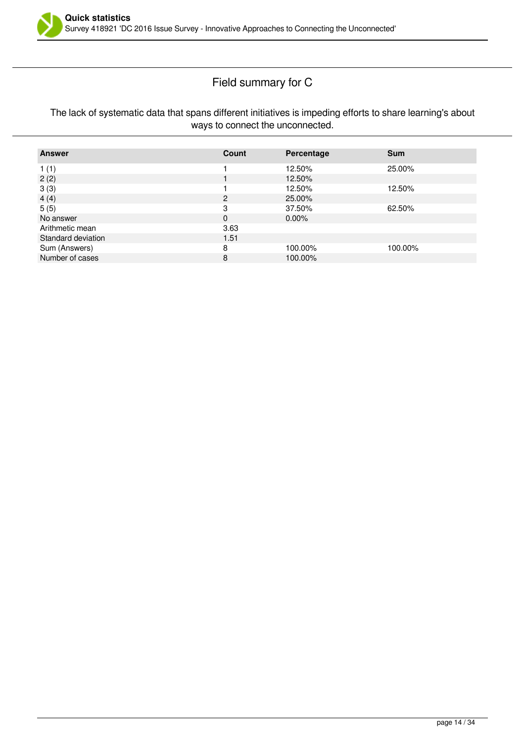## Field summary for C

The lack of systematic data that spans different initiatives is impeding efforts to share learning's about ways to connect the unconnected.

| Answer | Count | Percentage | Sum |
| --- | --- | --- | --- |
| 1 (1) | 1 | 12.50% | 25.00% |
| 2 (2) | 1 | 12.50% | |
| 3 (3) | 1 | 12.50% | 12.50% |
| 4 (4) | 2 | 25.00% | |
| 5 (5) | 3 | 37.50% | 62.50% |
| No answer | 0 | 0.00% | |
| Arithmetic mean | 3.63 | | |
| Standard deviation | 1.51 | | |
| Sum (Answers) | 8 | 100.00% | 100.00% |
| Number of cases | 8 | 100.00% | |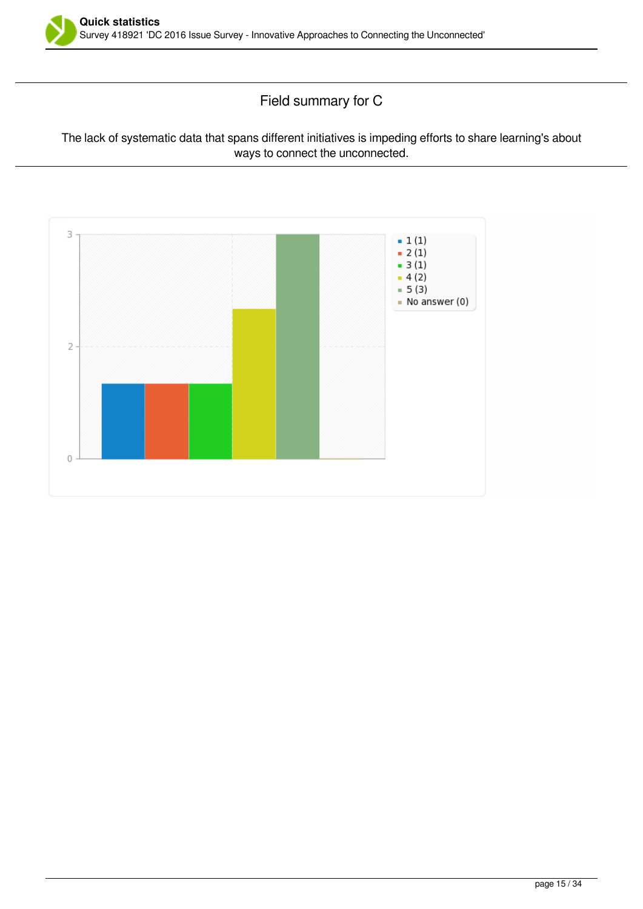## Field summary for C

The lack of systematic data that spans different initiatives is impeding efforts to share learning's about ways to connect the unconnected.

- 1 (1)
- 2 (1)
- 3 (1)
- 4 (2)
- 5 (3)
- No answer (0)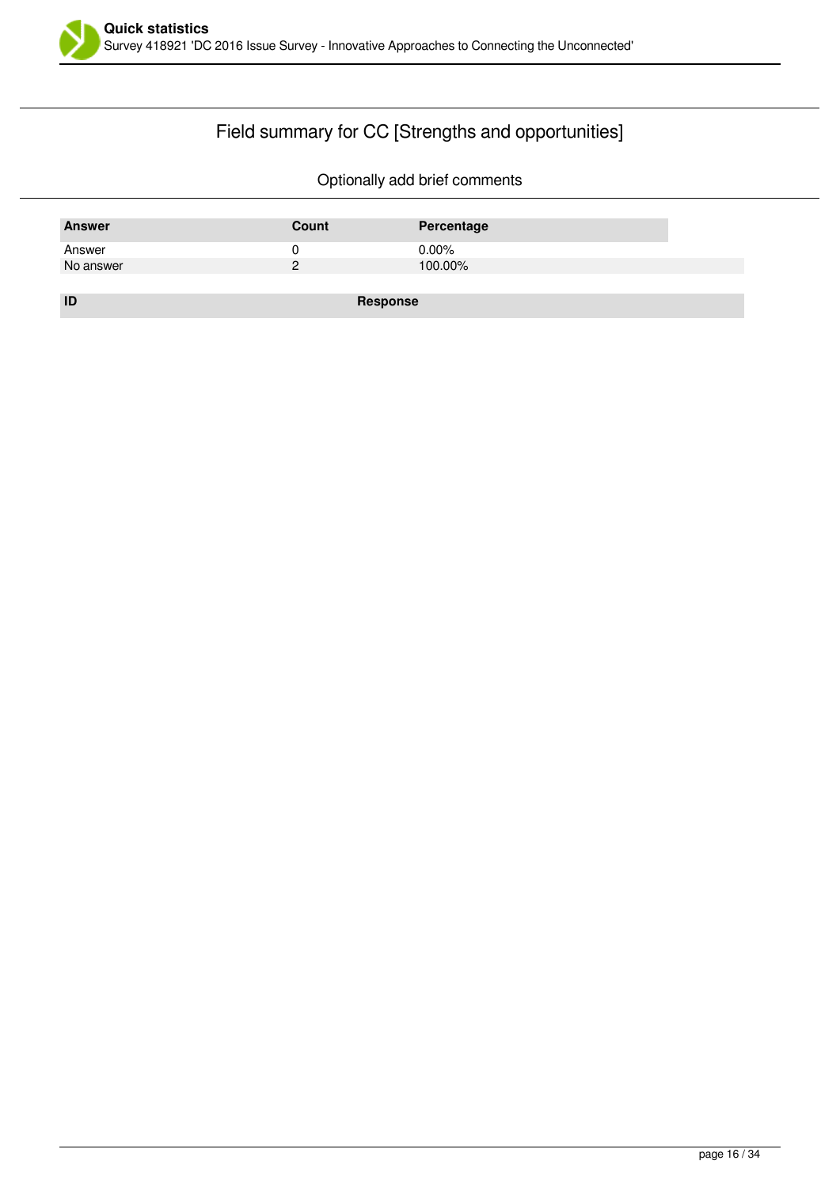## Field summary for CC [Strengths and opportunities]

Optionally add brief comments

| Answer | Count | Percentage |
|---|---|---|
| Answer | 0 | 0.00% |
| No answer | 2 | 100.00% |

| ID | Response |
|---|---|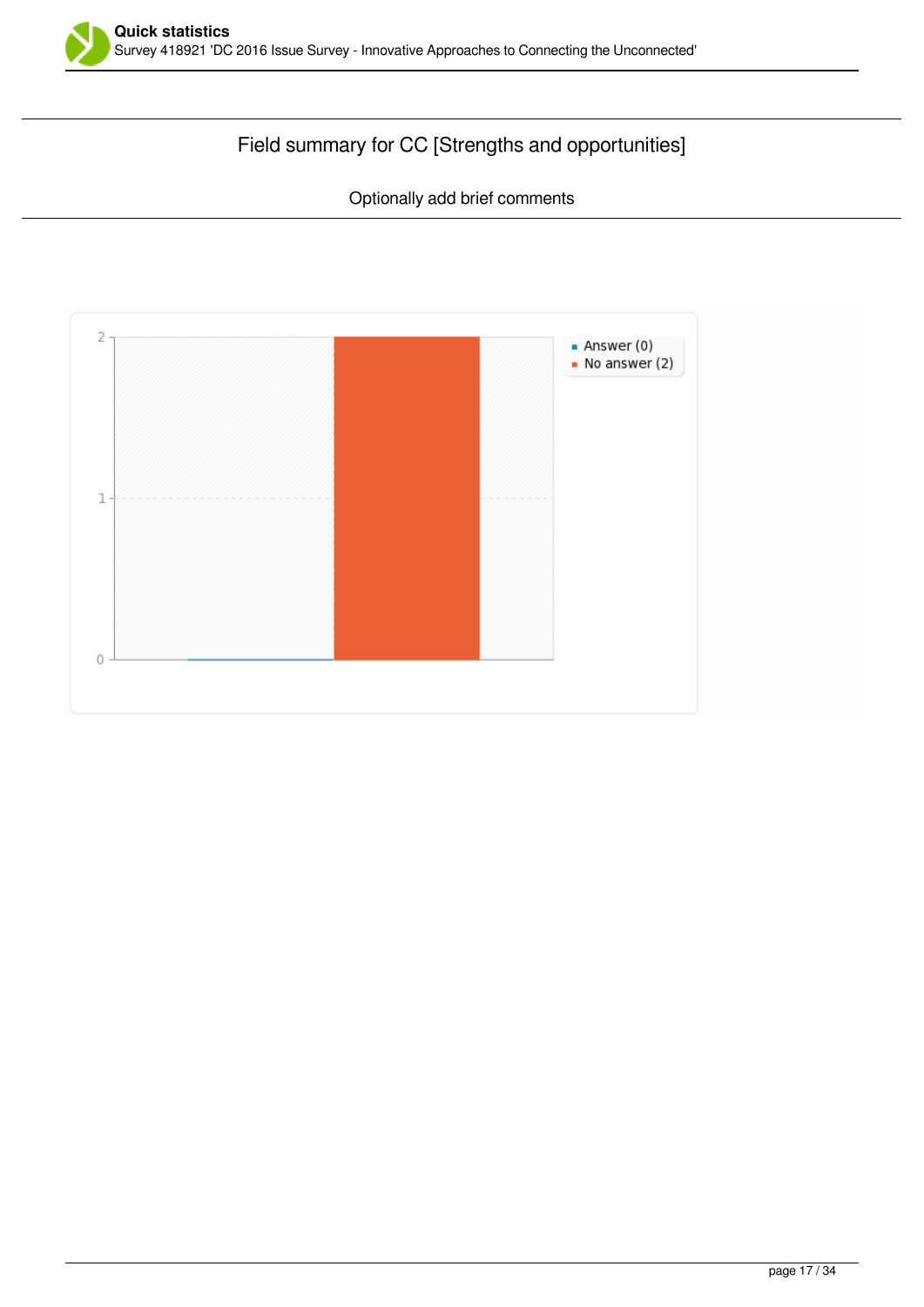## Field summary for CC [Strengths and opportunities]

Optionally add brief comments

- Answer (0)
- No answer (2)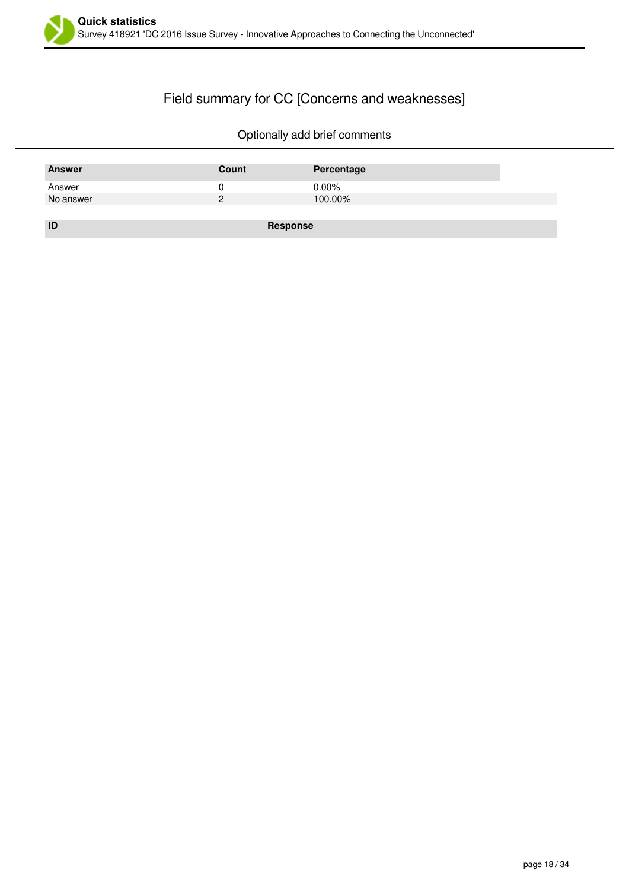## Field summary for CC [Concerns and weaknesses]

Optionally add brief comments

| Answer | Count | Percentage |
| --- | --- | --- |
| Answer | 0 | 0.00% |
| No answer | 2 | 100.00% |

| ID | Response |
| --- | --- |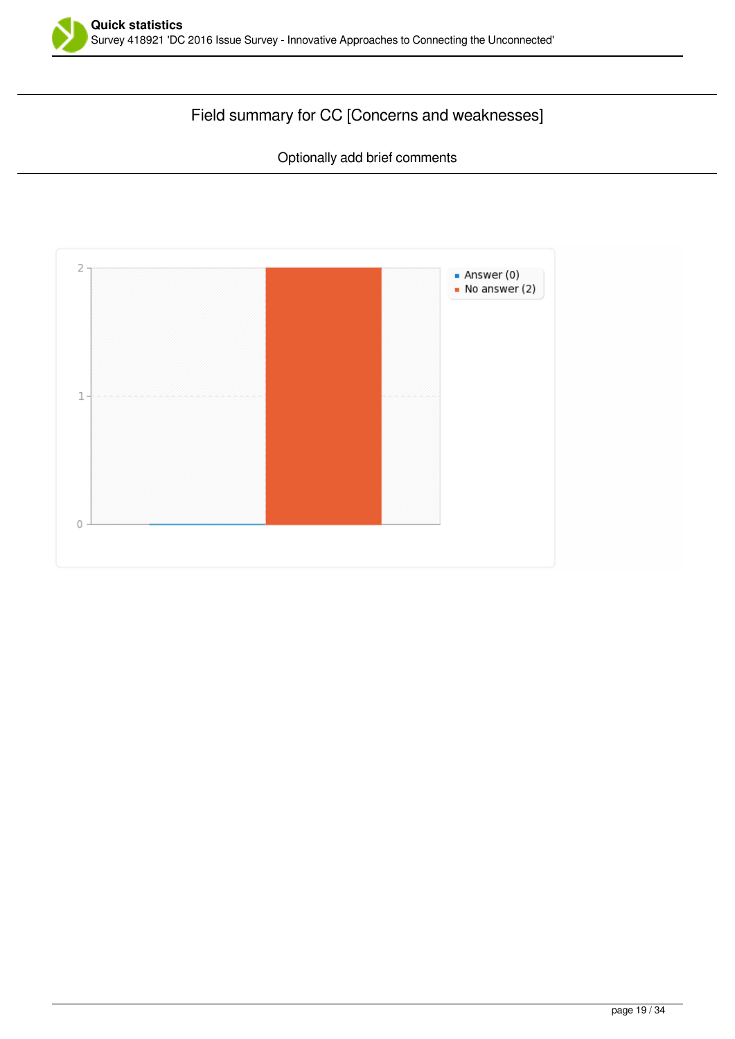## Field summary for CC [Concerns and weaknesses]

Optionally add brief comments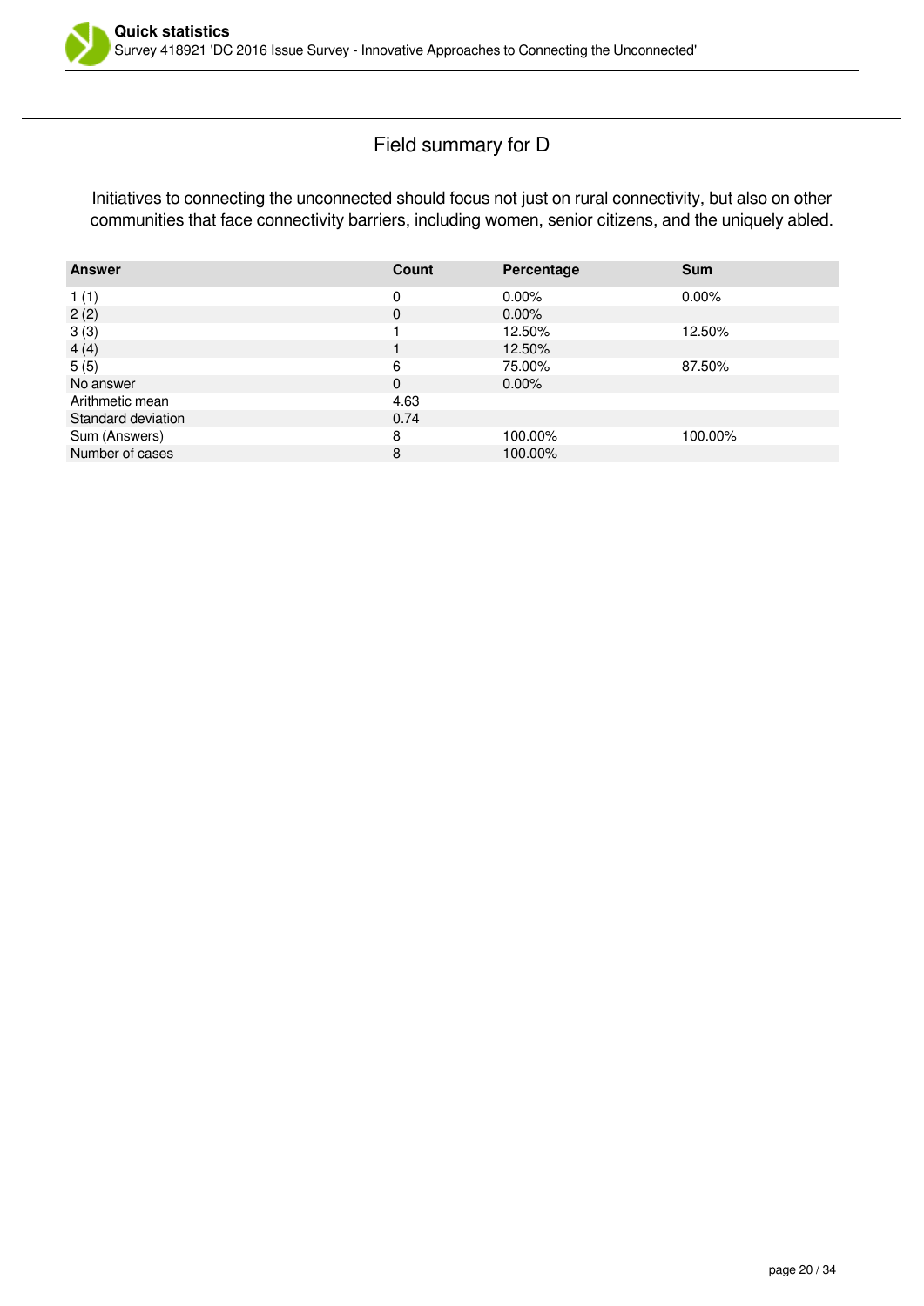## Field summary for D

Initiatives to connecting the unconnected should focus not just on rural connectivity, but also on other communities that face connectivity barriers, including women, senior citizens, and the uniquely abled.

| Answer | Count | Percentage | Sum |
|---|---|---|---|
| 1 (1) | 0 | 0.00% | 0.00% |
| 2 (2) | 0 | 0.00% | |
| 3 (3) | 1 | 12.50% | 12.50% |
| 4 (4) | 1 | 12.50% | |
| 5 (5) | 6 | 75.00% | 87.50% |
| No answer | 0 | 0.00% | |
| Arithmetic mean | 4.63 | | |
| Standard deviation | 0.74 | | |
| Sum (Answers) | 8 | 100.00% | 100.00% |
| Number of cases | 8 | 100.00% | |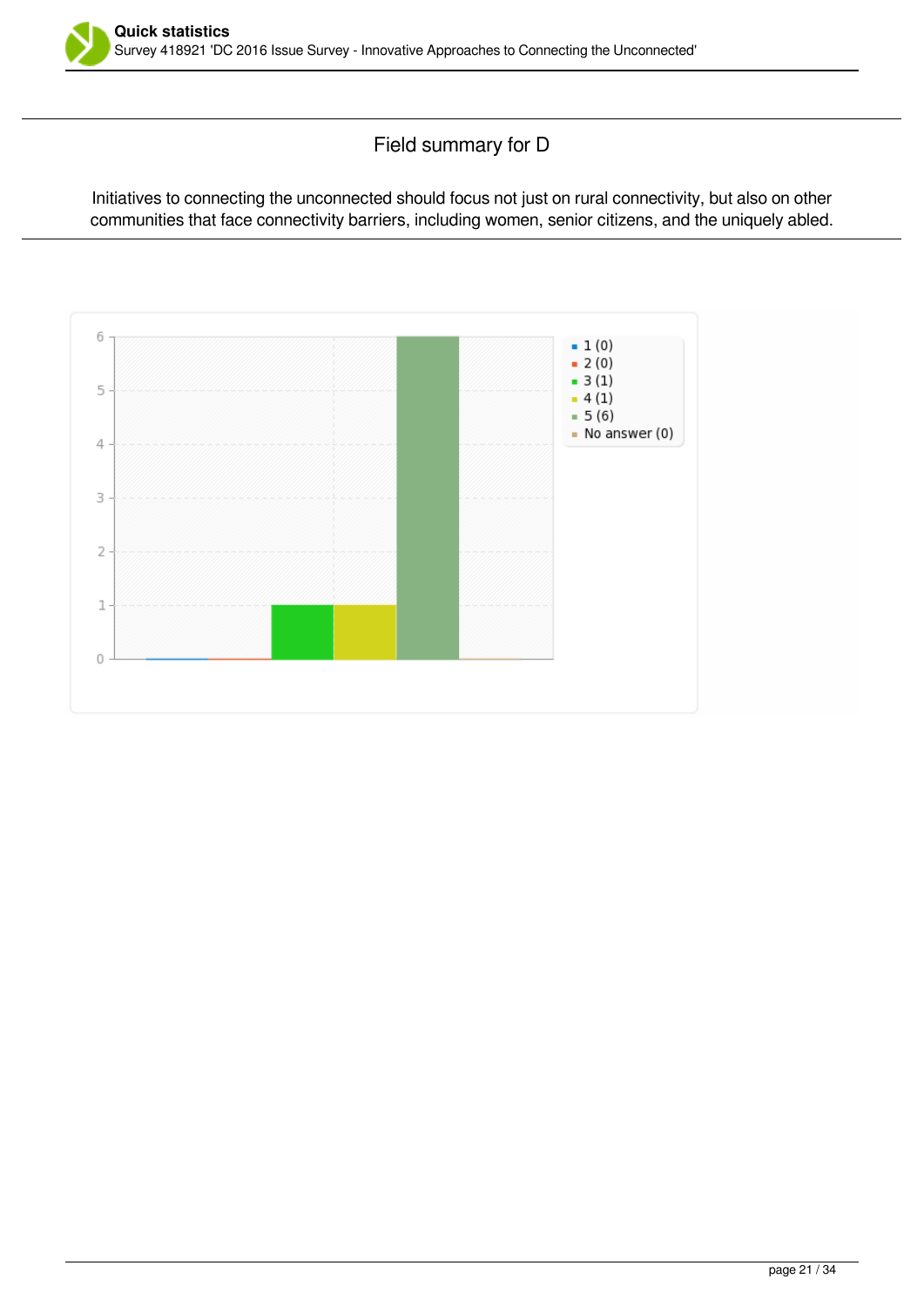## Field summary for D

Initiatives to connecting the unconnected should focus not just on rural connectivity, but also on other communities that face connectivity barriers, including women, senior citizens, and the uniquely abled.

- 1 (0)
- 2 (0)
- 3 (1)
- 4 (1)
- 5 (6)
- No answer (0)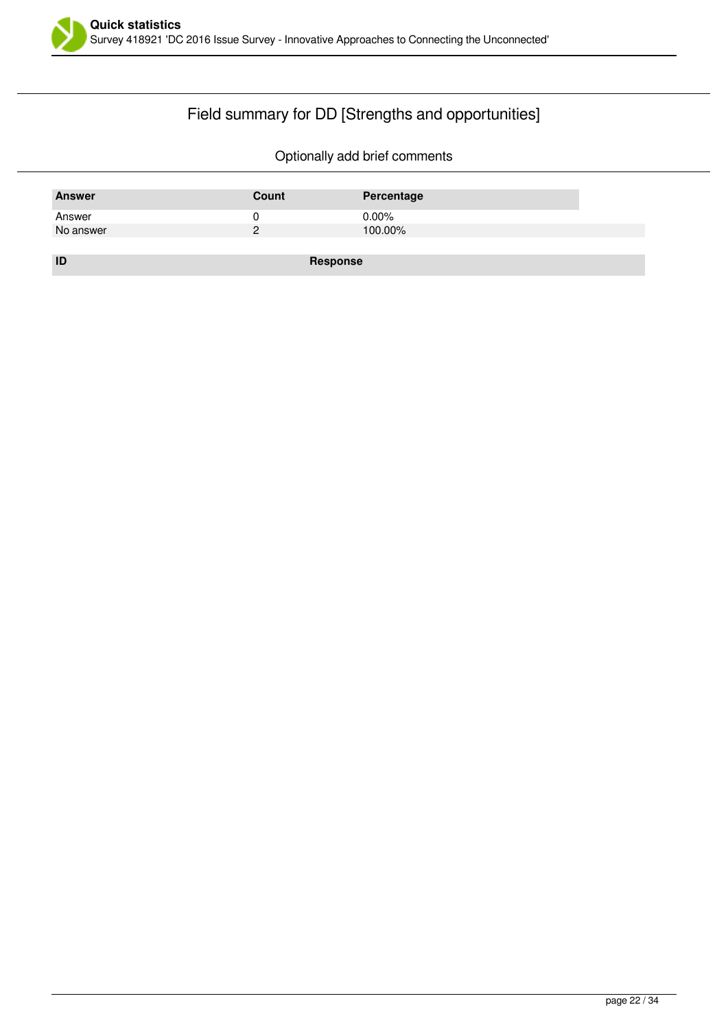## Field summary for DD [Strengths and opportunities]

Optionally add brief comments

| Answer | Count | Percentage |
|---|---|---|
| Answer | 0 | 0.00% |
| No answer | 2 | 100.00% |

| ID | Response |
|---|---|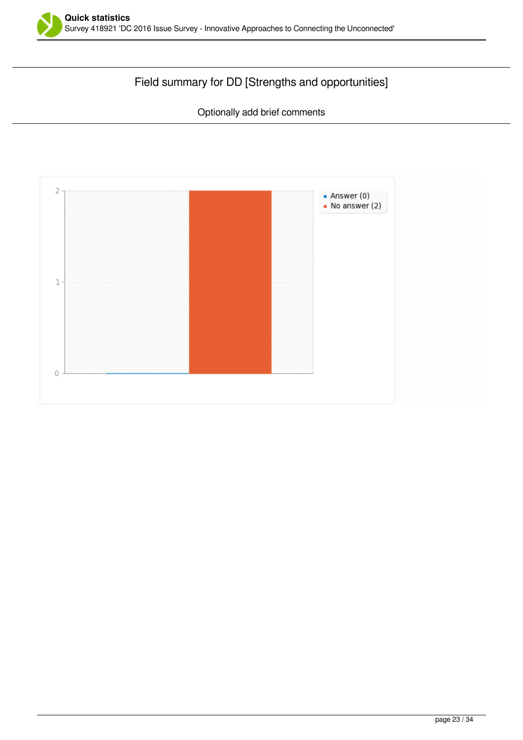## Field summary for DD [Strengths and opportunities]

Optionally add brief comments

- Answer (0)
- No answer (2)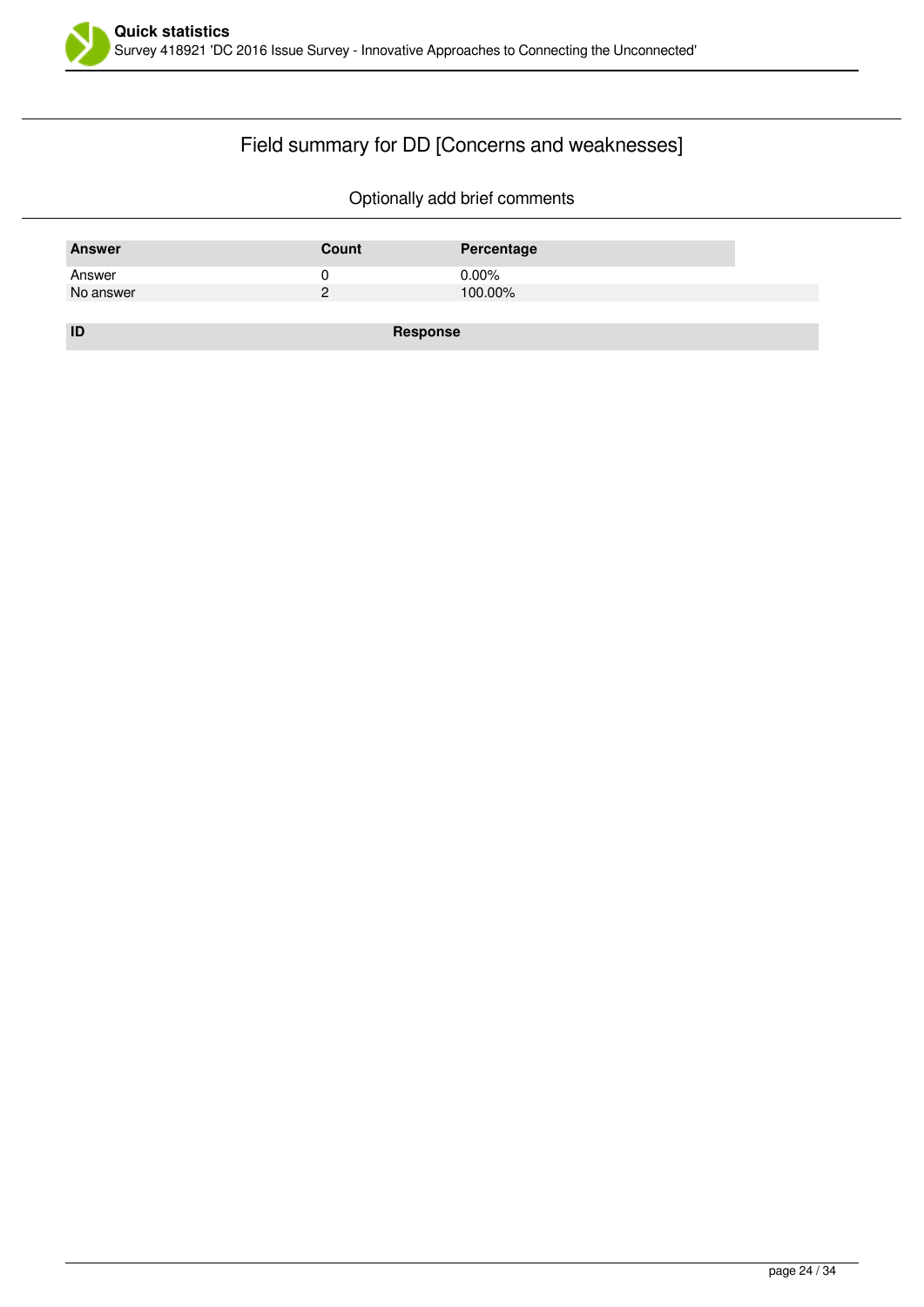## Field summary for DD [Concerns and weaknesses]

Optionally add brief comments

| Answer | Count | Percentage |
|---|---|---|
| Answer | 0 | 0.00% |
| No answer | 2 | 100.00% |

| ID | Response |
|---|---|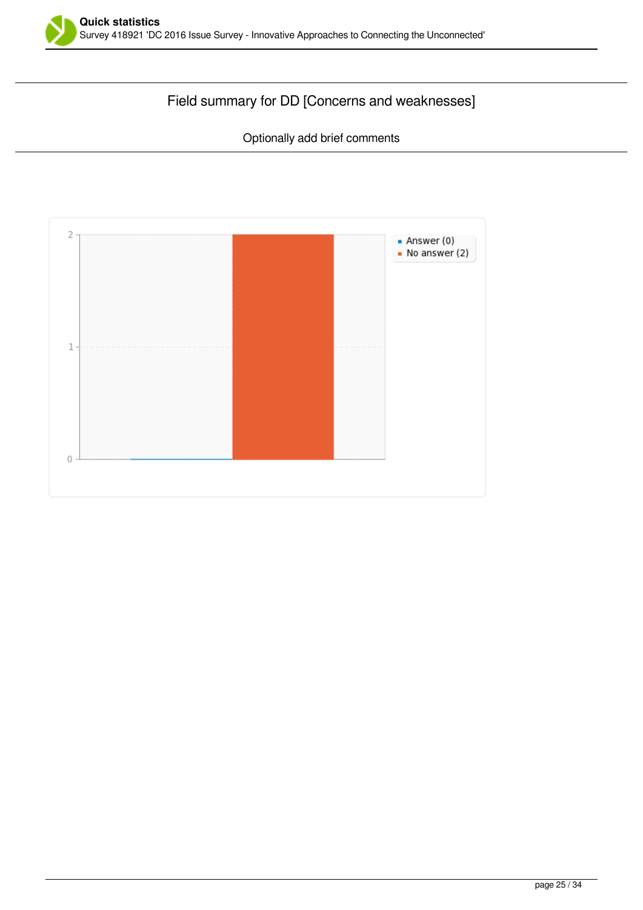## Field summary for DD [Concerns and weaknesses]

Optionally add brief comments

- Answer (0)
- No answer (2)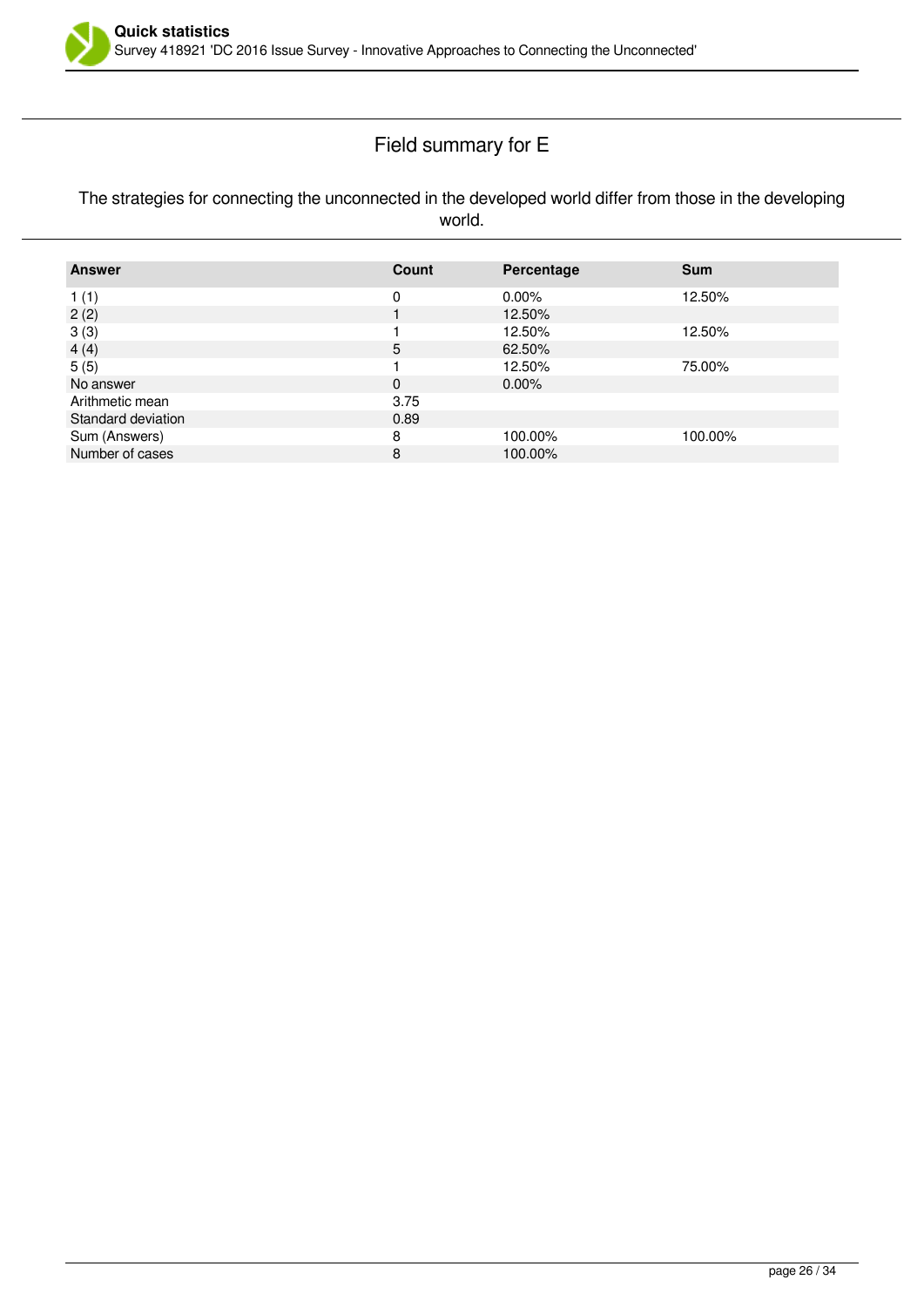## Field summary for E

The strategies for connecting the unconnected in the developed world differ from those in the developing world.

| Answer | Count | Percentage | Sum |
|---|---|---|---|
| 1 (1) | 0 | 0.00% | 12.50% |
| 2 (2) | 1 | 12.50% | |
| 3 (3) | 1 | 12.50% | 12.50% |
| 4 (4) | 5 | 62.50% | |
| 5 (5) | 1 | 12.50% | 75.00% |
| No answer | 0 | 0.00% | |
| Arithmetic mean | 3.75 | | |
| Standard deviation | 0.89 | | |
| Sum (Answers) | 8 | 100.00% | 100.00% |
| Number of cases | 8 | 100.00% | |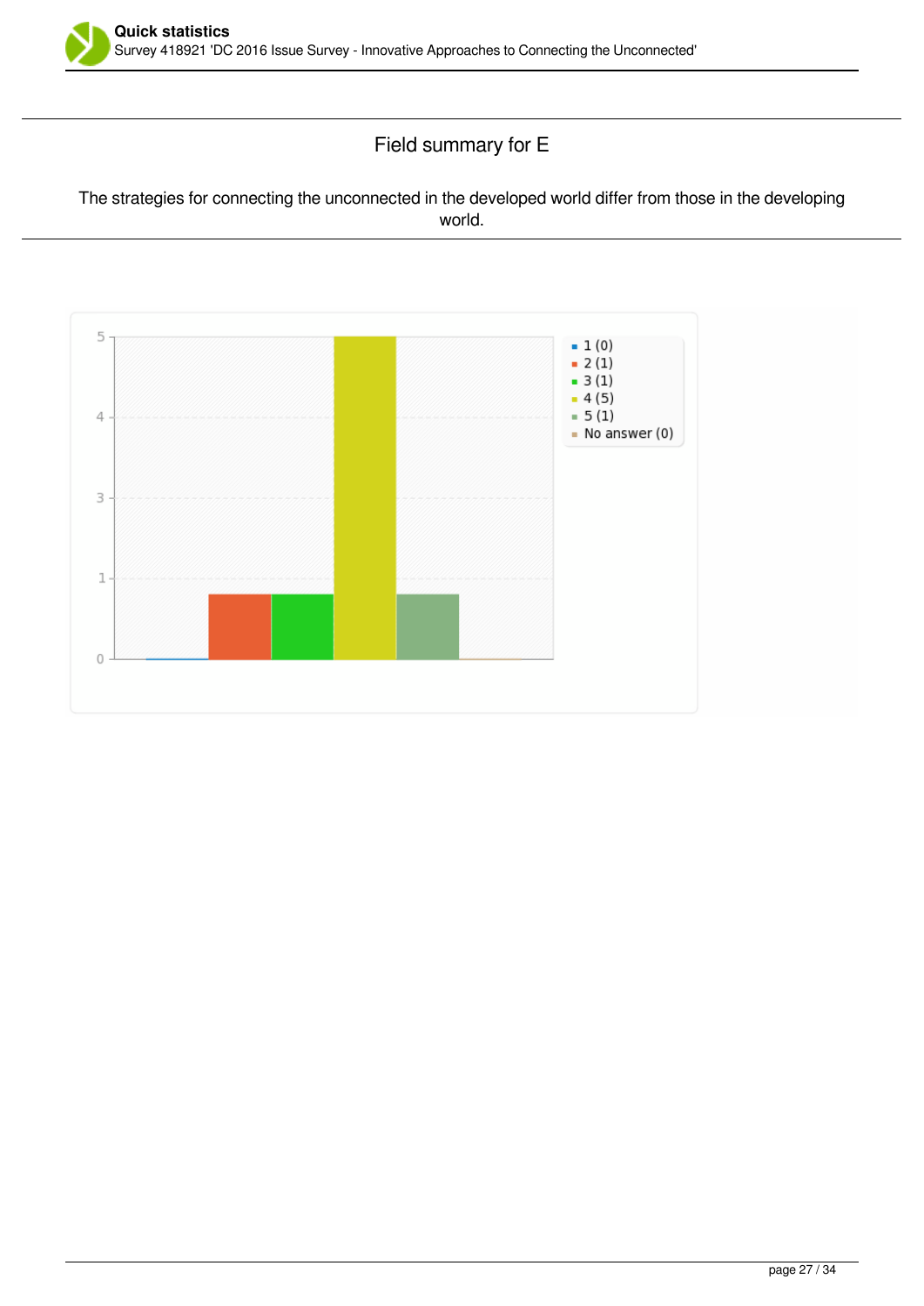## Field summary for E

The strategies for connecting the unconnected in the developed world differ from those in the developing world.

- 1 (0)
- 2 (1)
- 3 (1)
- 4 (5)
- 5 (1)
- No answer (0)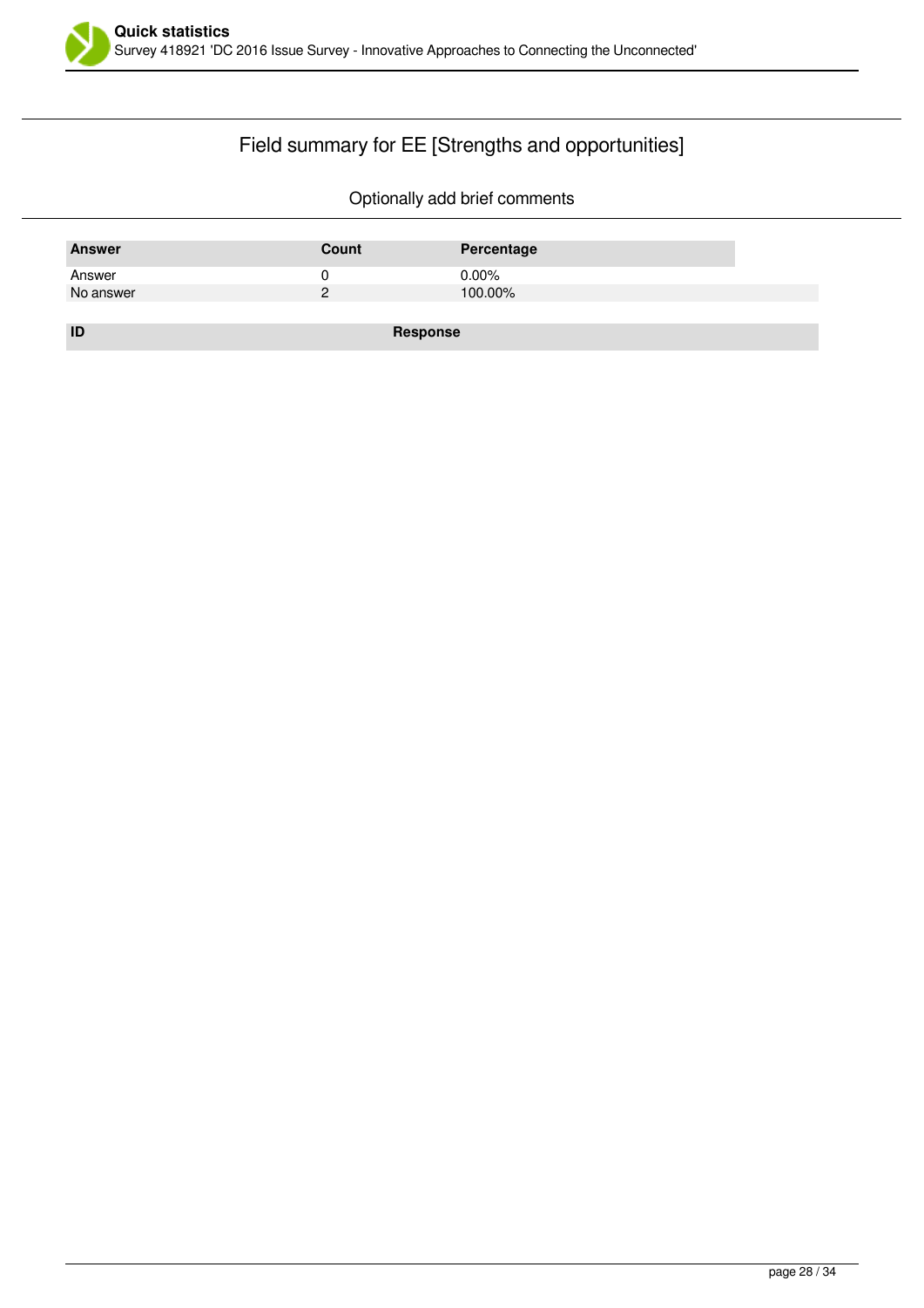## Field summary for EE [Strengths and opportunities]

Optionally add brief comments

| Answer | Count | Percentage |
| --- | --- | --- |
| Answer | 0 | 0.00% |
| No answer | 2 | 100.00% |

| ID | Response |
| --- | --- |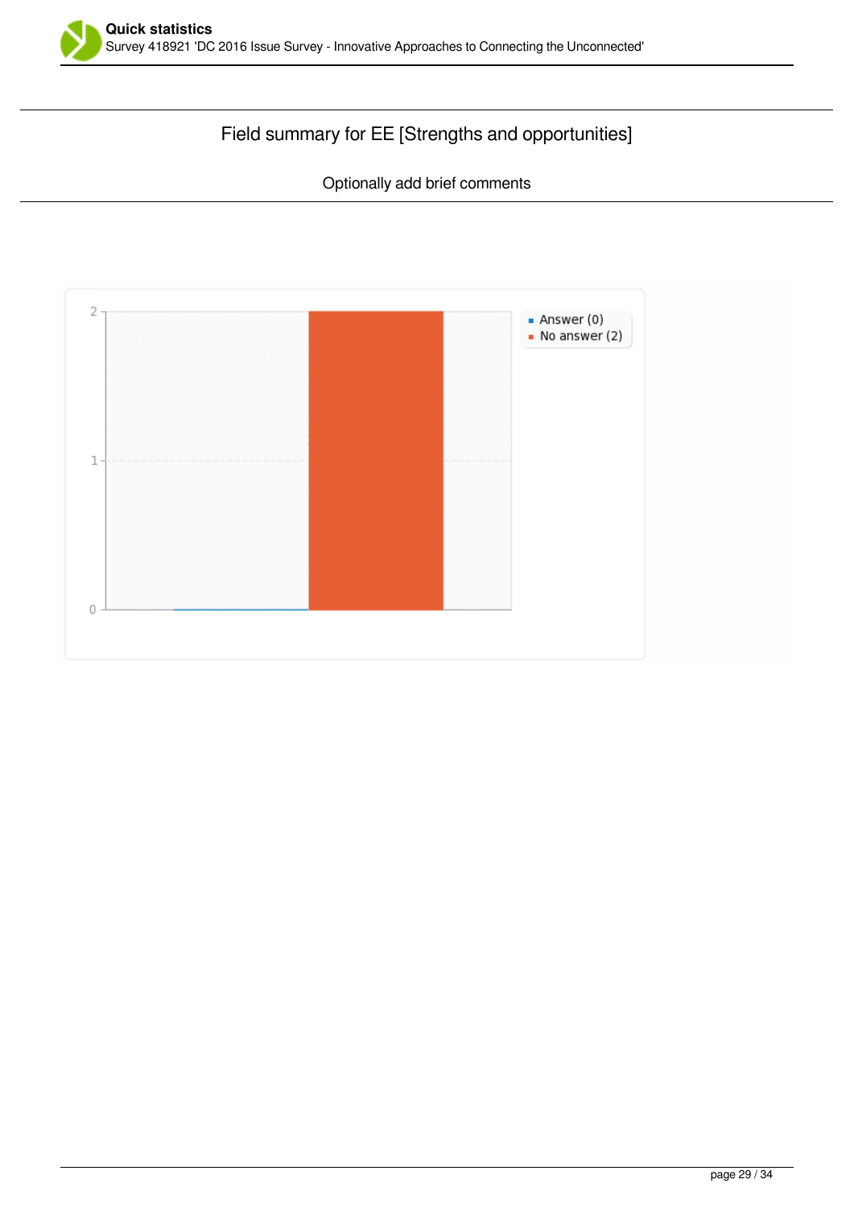## Field summary for EE [Strengths and opportunities]

Optionally add brief comments

- Answer (0)
- No answer (2)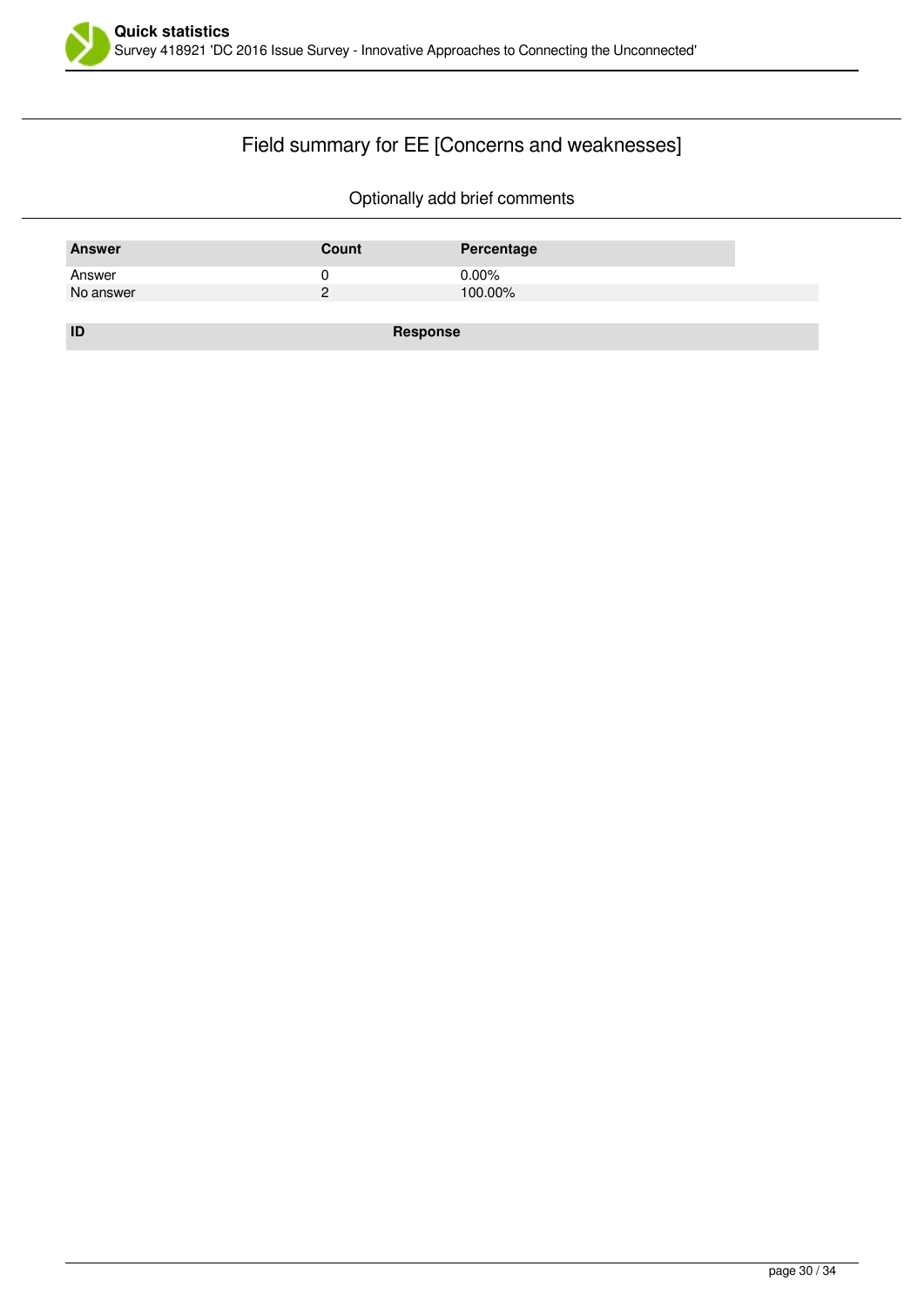## Field summary for EE [Concerns and weaknesses]

Optionally add brief comments

| Answer | Count | Percentage |
| --- | --- | --- |
| Answer | 0 | 0.00% |
| No answer | 2 | 100.00% |

| ID | Response |
| --- | --- |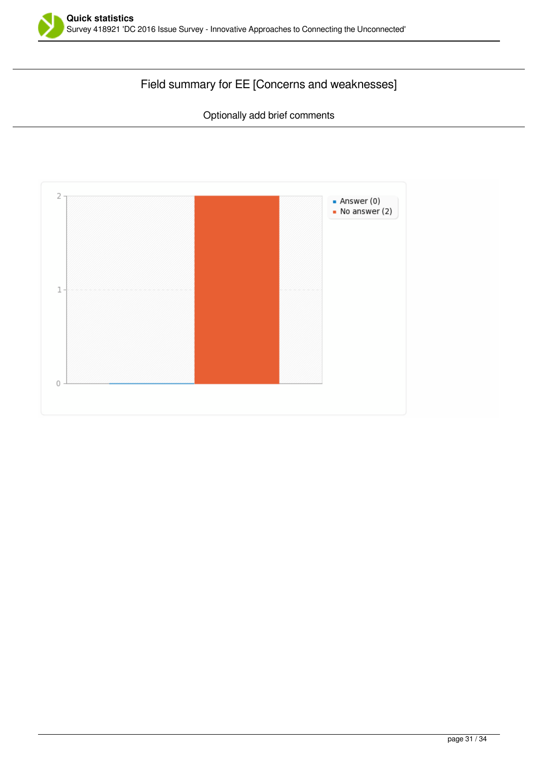## Field summary for EE [Concerns and weaknesses]

Optionally add brief comments

- Answer (0)
- No answer (2)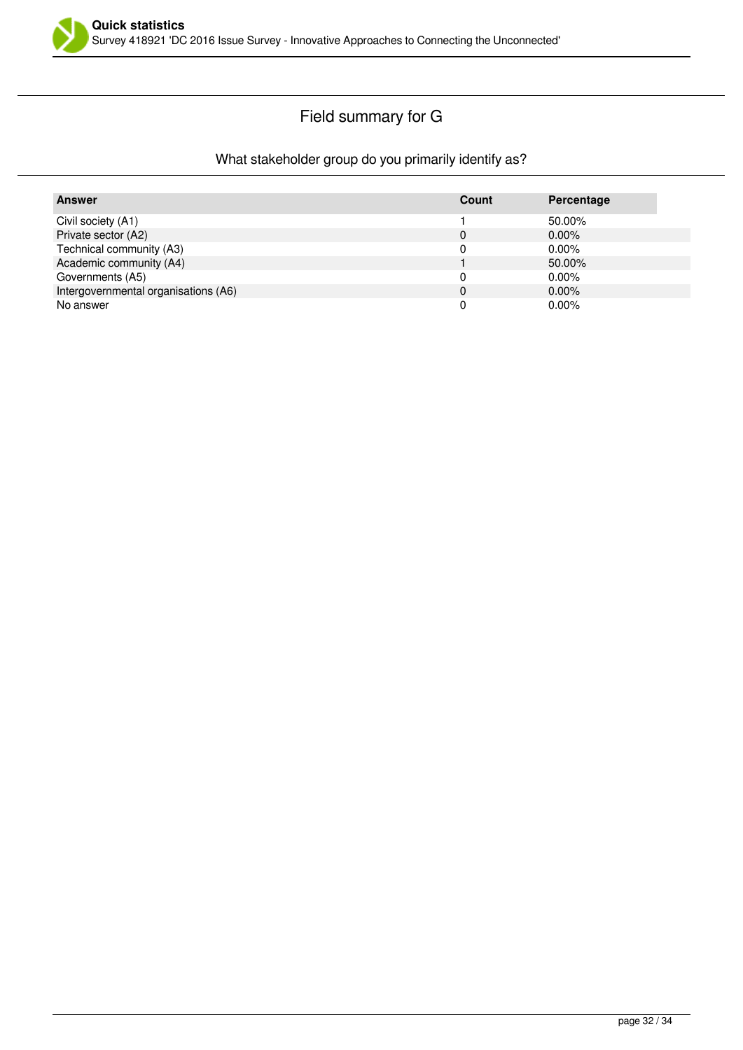## Field summary for G

### What stakeholder group do you primarily identify as?

| Answer | Count | Percentage |
|---|---|---|
| Civil society (A1) | 1 | 50.00% |
| Private sector (A2) | 0 | 0.00% |
| Technical community (A3) | 0 | 0.00% |
| Academic community (A4) | 1 | 50.00% |
| Governments (A5) | 0 | 0.00% |
| Intergovernmental organisations (A6) | 0 | 0.00% |
| No answer | 0 | 0.00% |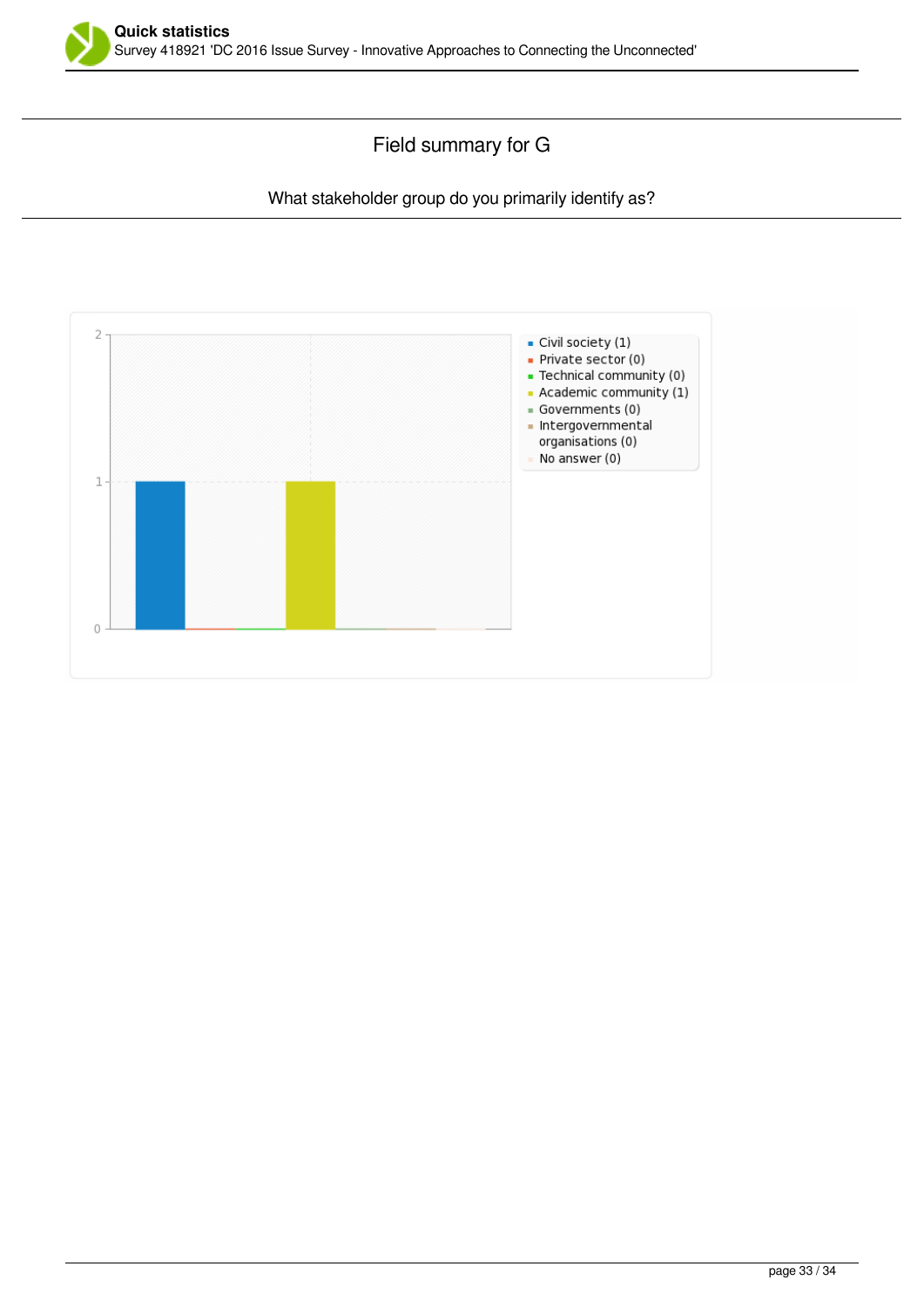## Field summary for G

What stakeholder group do you primarily identify as?

- Civil society (1)
- Private sector (0)
- Technical community (0)
- Academic community (1)
- Governments (0)
- Intergovernmental organisations (0)
- No answer (0)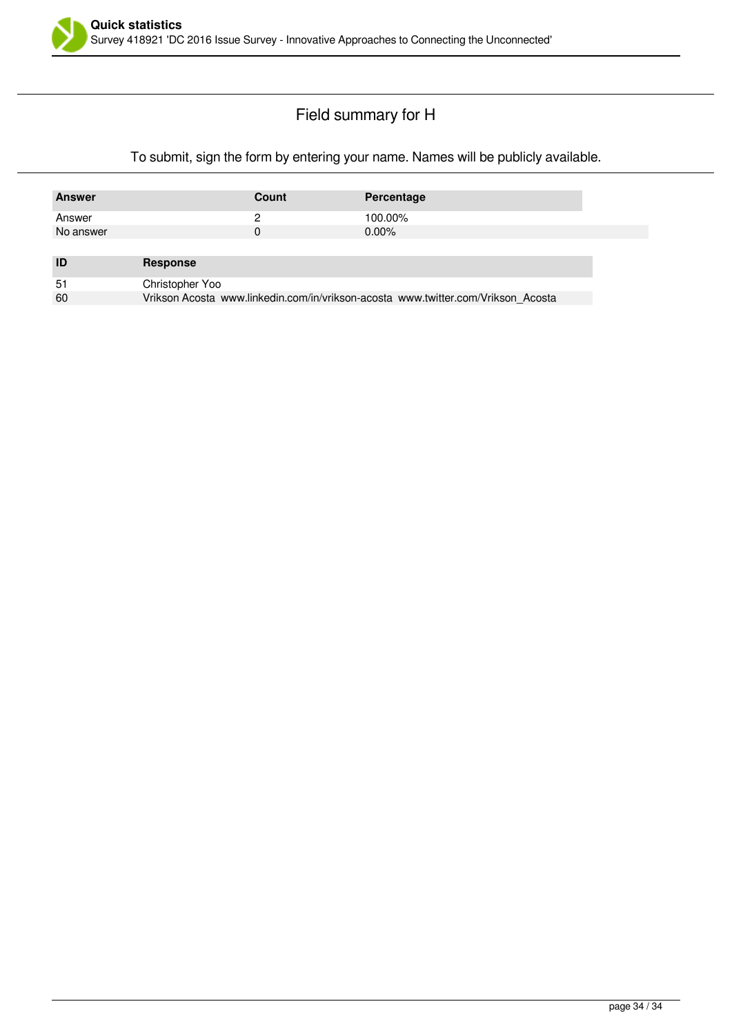## Field summary for H

To submit, sign the form by entering your name. Names will be publicly available.

| Answer | Count | Percentage |
|---|---|---|
| Answer | 2 | 100.00% |
| No answer | 0 | 0.00% |

| ID | Response |
|---|---|
| 51 | Christopher Yoo |
| 60 | Vrikson Acosta  www.linkedin.com/in/vrikson-acosta  www.twitter.com/Vrikson_Acosta |